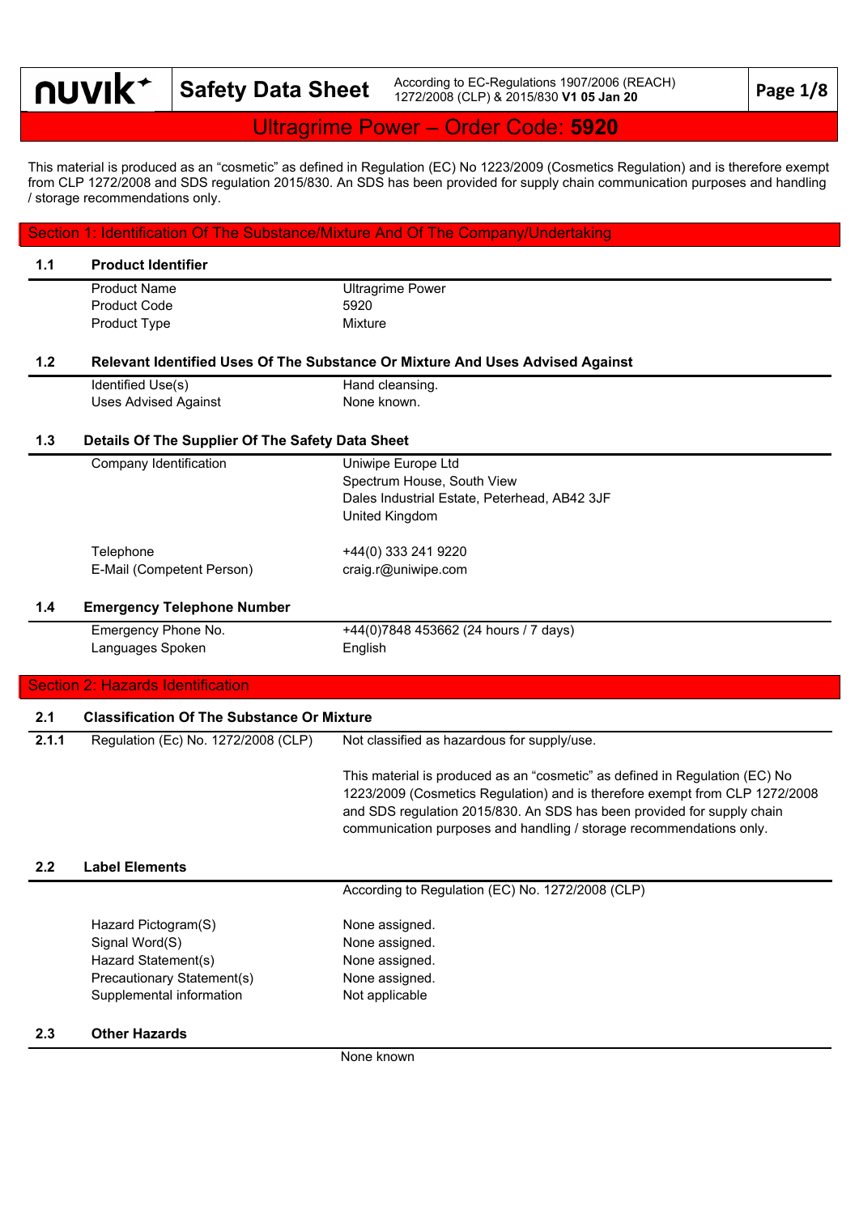**nuvik** | **Safety Data Sheet** | According to EC-Regulations 1907/2006 (REACH) 1272/2008 (CLP) & 2015/830 **V1 05 Jan 20**

# Ultragrime Power – Order Code: **5920**

This material is produced as an "cosmetic" as defined in Regulation (EC) No 1223/2009 (Cosmetics Regulation) and is therefore exempt from CLP 1272/2008 and SDS regulation 2015/830. An SDS has been provided for supply chain communication purposes and handling / storage recommendations only.

## Section 1: Identification Of The Substance/Mixture And Of The Company/Undertaking

### 1.1 Product Identifier

| | |
|---|---|
| Product Name | Ultragrime Power |
| Product Code | 5920 |
| Product Type | Mixture |

### 1.2 Relevant Identified Uses Of The Substance Or Mixture And Uses Advised Against

| | |
|---|---|
| Identified Use(s) | Hand cleansing. |
| Uses Advised Against | None known. |

### 1.3 Details Of The Supplier Of The Safety Data Sheet

| | |
|---|---|
| Company Identification | Uniwipe Europe Ltd<br>Spectrum House, South View<br>Dales Industrial Estate, Peterhead, AB42 3JF<br>United Kingdom |
| Telephone | +44(0) 333 241 9220 |
| E-Mail (Competent Person) | craig.r@uniwipe.com |

### 1.4 Emergency Telephone Number

| | |
|---|---|
| Emergency Phone No. | +44(0)7848 453662 (24 hours / 7 days) |
| Languages Spoken | English |

## Section 2: Hazards Identification

### 2.1 Classification Of The Substance Or Mixture

**2.1.1** Regulation (Ec) No. 1272/2008 (CLP) — Not classified as hazardous for supply/use.

This material is produced as an "cosmetic" as defined in Regulation (EC) No 1223/2009 (Cosmetics Regulation) and is therefore exempt from CLP 1272/2008 and SDS regulation 2015/830. An SDS has been provided for supply chain communication purposes and handling / storage recommendations only.

### 2.2 Label Elements

According to Regulation (EC) No. 1272/2008 (CLP)

| | |
|---|---|
| Hazard Pictogram(S) | None assigned. |
| Signal Word(S) | None assigned. |
| Hazard Statement(s) | None assigned. |
| Precautionary Statement(s) | None assigned. |
| Supplemental information | Not applicable |

### 2.3 Other Hazards

None known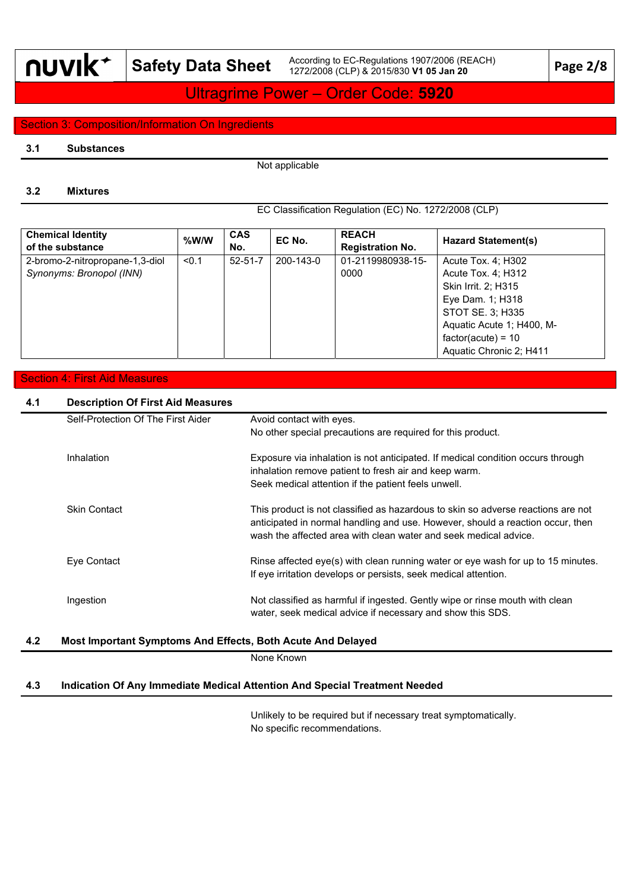## Section 3: Composition/Information On Ingredients

### 3.1 Substances

Not applicable

### 3.2 Mixtures

EC Classification Regulation (EC) No. 1272/2008 (CLP)

| Chemical Identity of the substance | %W/W | CAS No. | EC No. | REACH Registration No. | Hazard Statement(s) |
|---|---|---|---|---|---|
| 2-bromo-2-nitropropane-1,3-diol *Synonyms: Bronopol (INN)* | <0.1 | 52-51-7 | 200-143-0 | 01-2119980938-15-0000 | Acute Tox. 4; H302<br>Acute Tox. 4; H312<br>Skin Irrit. 2; H315<br>Eye Dam. 1; H318<br>STOT SE. 3; H335<br>Aquatic Acute 1; H400, M-factor(acute) = 10<br>Aquatic Chronic 2; H411 |

## Section 4: First Aid Measures

### 4.1 Description Of First Aid Measures

**Self-Protection Of The First Aider**
Avoid contact with eyes.
No other special precautions are required for this product.

**Inhalation**
Exposure via inhalation is not anticipated. If medical condition occurs through inhalation remove patient to fresh air and keep warm.
Seek medical attention if the patient feels unwell.

**Skin Contact**
This product is not classified as hazardous to skin so adverse reactions are not anticipated in normal handling and use. However, should a reaction occur, then wash the affected area with clean water and seek medical advice.

**Eye Contact**
Rinse affected eye(s) with clean running water or eye wash for up to 15 minutes.
If eye irritation develops or persists, seek medical attention.

**Ingestion**
Not classified as harmful if ingested. Gently wipe or rinse mouth with clean water, seek medical advice if necessary and show this SDS.

### 4.2 Most Important Symptoms And Effects, Both Acute And Delayed

None Known

### 4.3 Indication Of Any Immediate Medical Attention And Special Treatment Needed

Unlikely to be required but if necessary treat symptomatically.
No specific recommendations.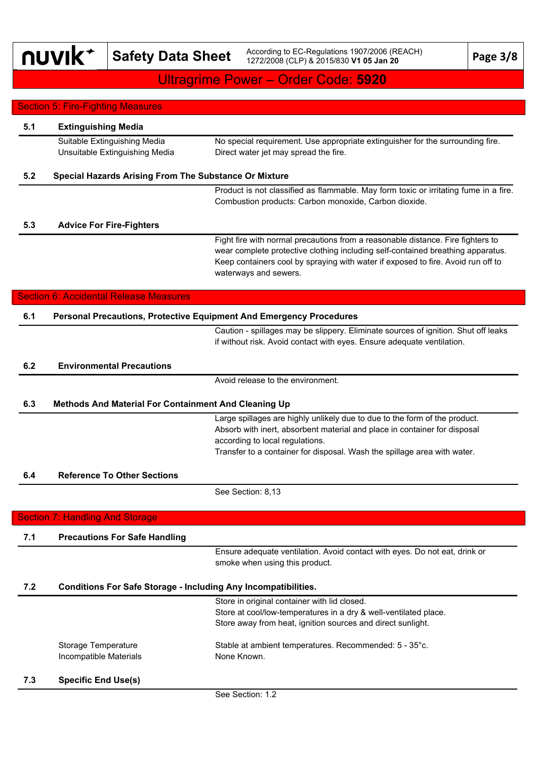## Section 5: Fire-Fighting Measures

### 5.1 Extinguishing Media

| | |
|---|---|
| Suitable Extinguishing Media | No special requirement. Use appropriate extinguisher for the surrounding fire. |
| Unsuitable Extinguishing Media | Direct water jet may spread the fire. |

### 5.2 Special Hazards Arising From The Substance Or Mixture

Product is not classified as flammable. May form toxic or irritating fume in a fire. Combustion products: Carbon monoxide, Carbon dioxide.

### 5.3 Advice For Fire-Fighters

Fight fire with normal precautions from a reasonable distance. Fire fighters to wear complete protective clothing including self-contained breathing apparatus. Keep containers cool by spraying with water if exposed to fire. Avoid run off to waterways and sewers.

## Section 6: Accidental Release Measures

### 6.1 Personal Precautions, Protective Equipment And Emergency Procedures

Caution - spillages may be slippery. Eliminate sources of ignition. Shut off leaks if without risk. Avoid contact with eyes. Ensure adequate ventilation.

### 6.2 Environmental Precautions

Avoid release to the environment.

### 6.3 Methods And Material For Containment And Cleaning Up

Large spillages are highly unlikely due to due to the form of the product.
Absorb with inert, absorbent material and place in container for disposal according to local regulations.
Transfer to a container for disposal. Wash the spillage area with water.

### 6.4 Reference To Other Sections

See Section: 8,13

## Section 7: Handling And Storage

### 7.1 Precautions For Safe Handling

Ensure adequate ventilation. Avoid contact with eyes. Do not eat, drink or smoke when using this product.

### 7.2 Conditions For Safe Storage - Including Any Incompatibilities.

Store in original container with lid closed.
Store at cool/low-temperatures in a dry & well-ventilated place.
Store away from heat, ignition sources and direct sunlight.

| | |
|---|---|
| Storage Temperature | Stable at ambient temperatures. Recommended: 5 - 35°c. |
| Incompatible Materials | None Known. |

### 7.3 Specific End Use(s)

See Section: 1.2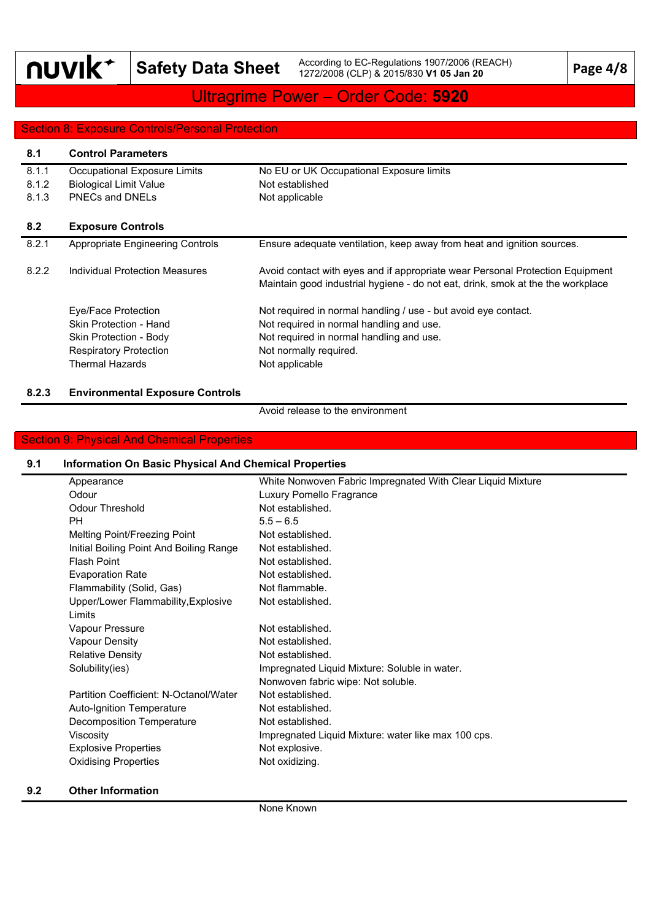## Section 8: Exposure Controls/Personal Protection

### 8.1 Control Parameters

| | | |
|---|---|---|
| 8.1.1 | Occupational Exposure Limits | No EU or UK Occupational Exposure limits |
| 8.1.2 | Biological Limit Value | Not established |
| 8.1.3 | PNECs and DNELs | Not applicable |

### 8.2 Exposure Controls

| | | |
|---|---|---|
| 8.2.1 | Appropriate Engineering Controls | Ensure adequate ventilation, keep away from heat and ignition sources. |
| 8.2.2 | Individual Protection Measures | Avoid contact with eyes and if appropriate wear Personal Protection Equipment Maintain good industrial hygiene - do not eat, drink, smok at the the workplace |
| | Eye/Face Protection | Not required in normal handling / use - but avoid eye contact. |
| | Skin Protection - Hand | Not required in normal handling and use. |
| | Skin Protection - Body | Not required in normal handling and use. |
| | Respiratory Protection | Not normally required. |
| | Thermal Hazards | Not applicable |

### 8.2.3 Environmental Exposure Controls

Avoid release to the environment

## Section 9: Physical And Chemical Properties

### 9.1 Information On Basic Physical And Chemical Properties

| | |
|---|---|
| Appearance | White Nonwoven Fabric Impregnated With Clear Liquid Mixture |
| Odour | Luxury Pomello Fragrance |
| Odour Threshold | Not established. |
| PH | 5.5 – 6.5 |
| Melting Point/Freezing Point | Not established. |
| Initial Boiling Point And Boiling Range | Not established. |
| Flash Point | Not established. |
| Evaporation Rate | Not established. |
| Flammability (Solid, Gas) | Not flammable. |
| Upper/Lower Flammability,Explosive Limits | Not established. |
| Vapour Pressure | Not established. |
| Vapour Density | Not established. |
| Relative Density | Not established. |
| Solubility(ies) | Impregnated Liquid Mixture: Soluble in water. Nonwoven fabric wipe: Not soluble. |
| Partition Coefficient: N-Octanol/Water | Not established. |
| Auto-Ignition Temperature | Not established. |
| Decomposition Temperature | Not established. |
| Viscosity | Impregnated Liquid Mixture: water like max 100 cps. |
| Explosive Properties | Not explosive. |
| Oxidising Properties | Not oxidizing. |

### 9.2 Other Information

None Known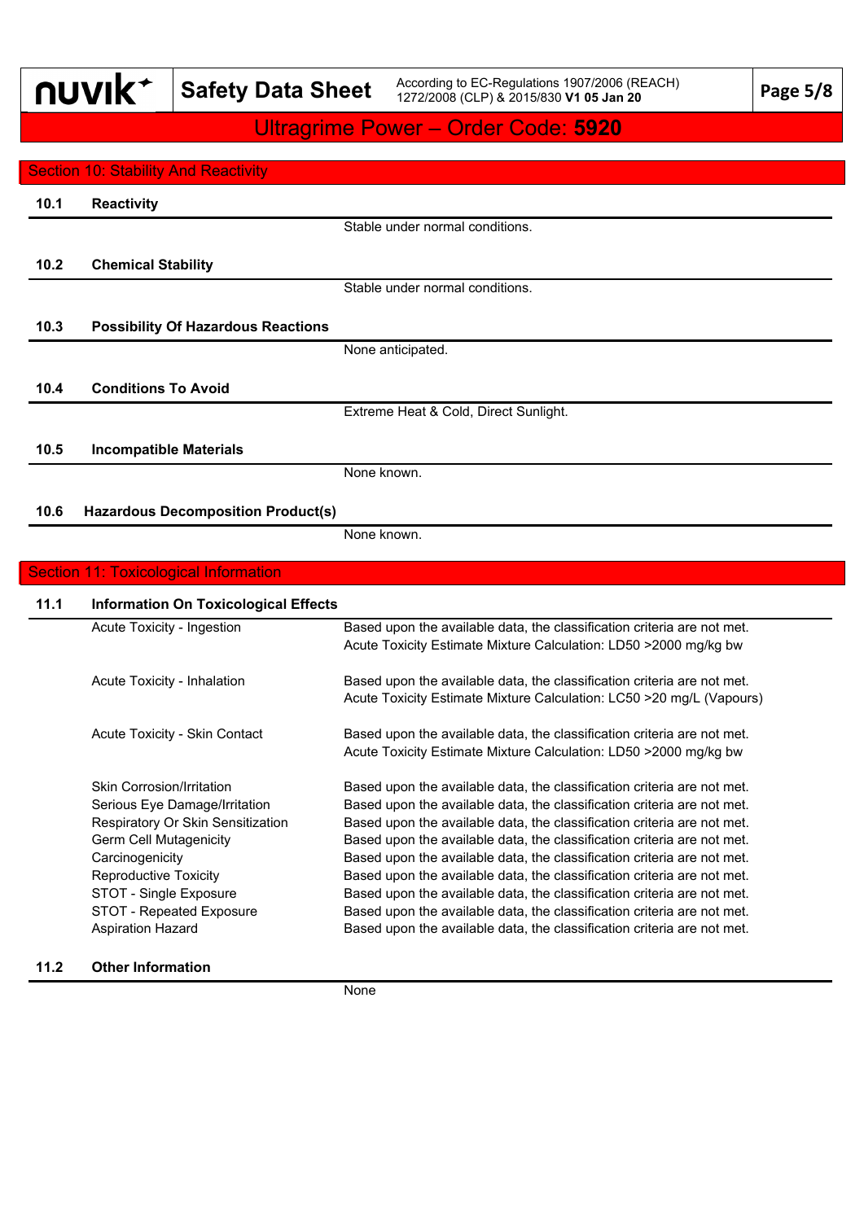## Section 10: Stability And Reactivity

### 10.1 Reactivity

Stable under normal conditions.

### 10.2 Chemical Stability

Stable under normal conditions.

### 10.3 Possibility Of Hazardous Reactions

None anticipated.

### 10.4 Conditions To Avoid

Extreme Heat & Cold, Direct Sunlight.

### 10.5 Incompatible Materials

None known.

### 10.6 Hazardous Decomposition Product(s)

None known.

## Section 11: Toxicological Information

### 11.1 Information On Toxicological Effects

| | |
|---|---|
| Acute Toxicity - Ingestion | Based upon the available data, the classification criteria are not met.<br>Acute Toxicity Estimate Mixture Calculation: LD50 >2000 mg/kg bw |
| Acute Toxicity - Inhalation | Based upon the available data, the classification criteria are not met.<br>Acute Toxicity Estimate Mixture Calculation: LC50 >20 mg/L (Vapours) |
| Acute Toxicity - Skin Contact | Based upon the available data, the classification criteria are not met.<br>Acute Toxicity Estimate Mixture Calculation: LD50 >2000 mg/kg bw |
| Skin Corrosion/Irritation | Based upon the available data, the classification criteria are not met. |
| Serious Eye Damage/Irritation | Based upon the available data, the classification criteria are not met. |
| Respiratory Or Skin Sensitization | Based upon the available data, the classification criteria are not met. |
| Germ Cell Mutagenicity | Based upon the available data, the classification criteria are not met. |
| Carcinogenicity | Based upon the available data, the classification criteria are not met. |
| Reproductive Toxicity | Based upon the available data, the classification criteria are not met. |
| STOT - Single Exposure | Based upon the available data, the classification criteria are not met. |
| STOT - Repeated Exposure | Based upon the available data, the classification criteria are not met. |
| Aspiration Hazard | Based upon the available data, the classification criteria are not met. |

### 11.2 Other Information

None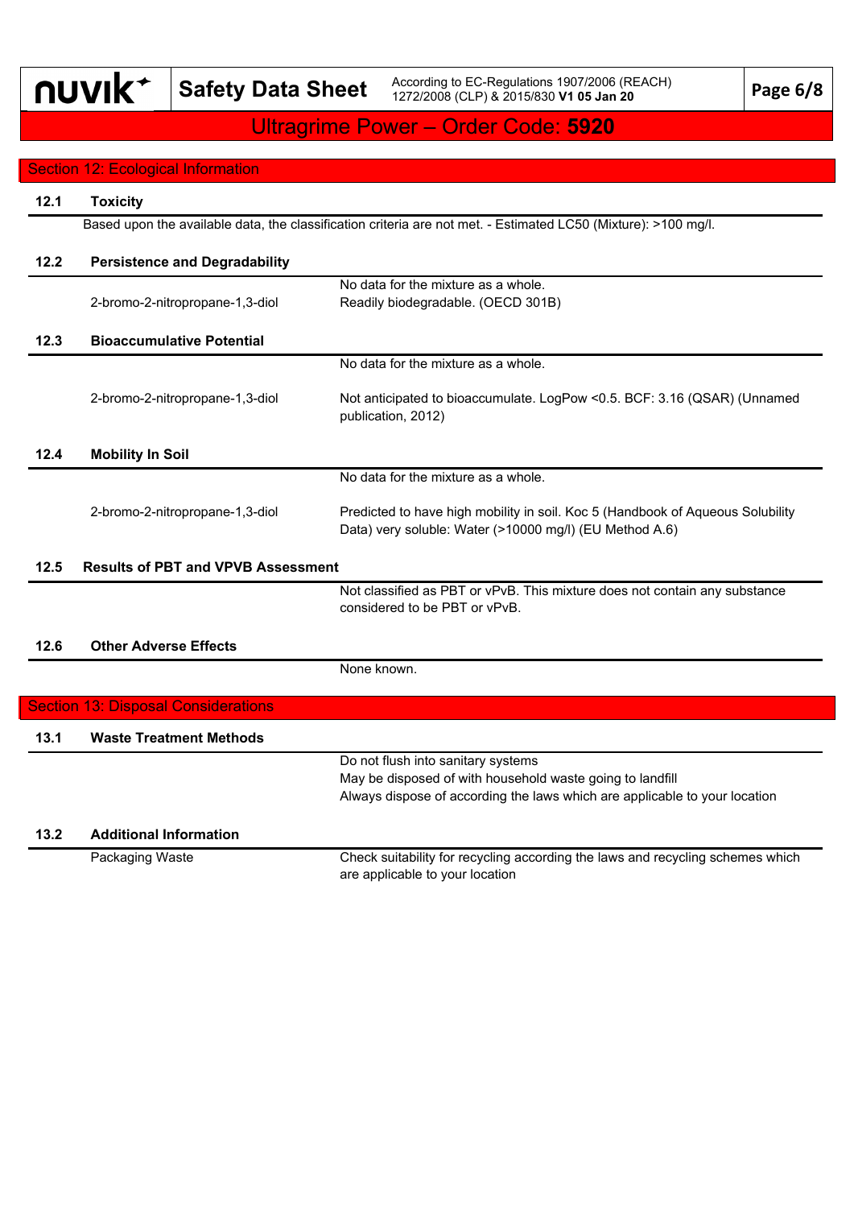## Section 12: Ecological Information

### 12.1 Toxicity

Based upon the available data, the classification criteria are not met. - Estimated LC50 (Mixture): >100 mg/l.

### 12.2 Persistence and Degradability

| | |
|---|---|
| | No data for the mixture as a whole. |
| 2-bromo-2-nitropropane-1,3-diol | Readily biodegradable. (OECD 301B) |

### 12.3 Bioaccumulative Potential

| | |
|---|---|
| | No data for the mixture as a whole. |
| 2-bromo-2-nitropropane-1,3-diol | Not anticipated to bioaccumulate. LogPow <0.5. BCF: 3.16 (QSAR) (Unnamed publication, 2012) |

### 12.4 Mobility In Soil

| | |
|---|---|
| | No data for the mixture as a whole. |
| 2-bromo-2-nitropropane-1,3-diol | Predicted to have high mobility in soil. Koc 5 (Handbook of Aqueous Solubility Data) very soluble: Water (>10000 mg/l) (EU Method A.6) |

### 12.5 Results of PBT and VPVB Assessment

Not classified as PBT or vPvB. This mixture does not contain any substance considered to be PBT or vPvB.

### 12.6 Other Adverse Effects

None known.

## Section 13: Disposal Considerations

### 13.1 Waste Treatment Methods

Do not flush into sanitary systems
May be disposed of with household waste going to landfill
Always dispose of according the laws which are applicable to your location

### 13.2 Additional Information

| | |
|---|---|
| Packaging Waste | Check suitability for recycling according the laws and recycling schemes which are applicable to your location |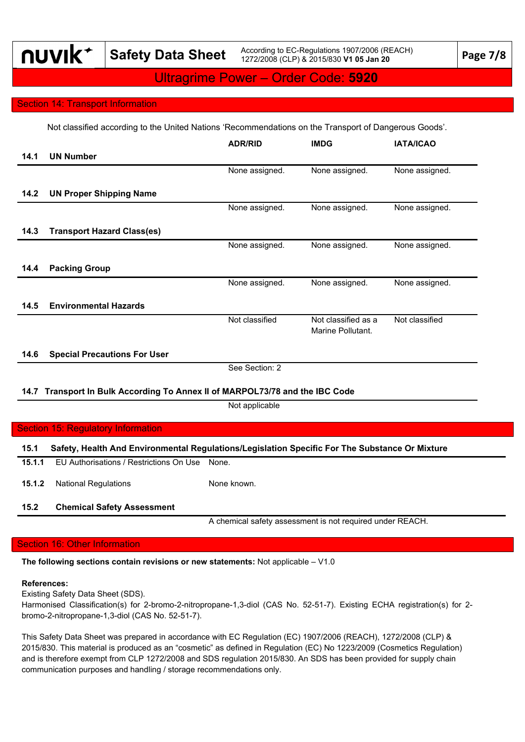## Section 14: Transport Information

Not classified according to the United Nations 'Recommendations on the Transport of Dangerous Goods'.

| | ADR/RID | IMDG | IATA/ICAO |
|---|---|---|---|
| **14.1 UN Number** | None assigned. | None assigned. | None assigned. |
| **14.2 UN Proper Shipping Name** | None assigned. | None assigned. | None assigned. |
| **14.3 Transport Hazard Class(es)** | None assigned. | None assigned. | None assigned. |
| **14.4 Packing Group** | None assigned. | None assigned. | None assigned. |
| **14.5 Environmental Hazards** | Not classified | Not classified as a Marine Pollutant. | Not classified |

**14.6 Special Precautions For User**

See Section: 2

**14.7 Transport In Bulk According To Annex II of MARPOL73/78 and the IBC Code**

Not applicable

## Section 15: Regulatory Information

**15.1 Safety, Health And Environmental Regulations/Legislation Specific For The Substance Or Mixture**

**15.1.1** EU Authorisations / Restrictions On Use None.

**15.1.2** National Regulations None known.

**15.2 Chemical Safety Assessment**

A chemical safety assessment is not required under REACH.

## Section 16: Other Information

**The following sections contain revisions or new statements:** Not applicable – V1.0

**References:**
Existing Safety Data Sheet (SDS).
Harmonised Classification(s) for 2-bromo-2-nitropropane-1,3-diol (CAS No. 52-51-7). Existing ECHA registration(s) for 2-bromo-2-nitropropane-1,3-diol (CAS No. 52-51-7).

This Safety Data Sheet was prepared in accordance with EC Regulation (EC) 1907/2006 (REACH), 1272/2008 (CLP) & 2015/830. This material is produced as an "cosmetic" as defined in Regulation (EC) No 1223/2009 (Cosmetics Regulation) and is therefore exempt from CLP 1272/2008 and SDS regulation 2015/830. An SDS has been provided for supply chain communication purposes and handling / storage recommendations only.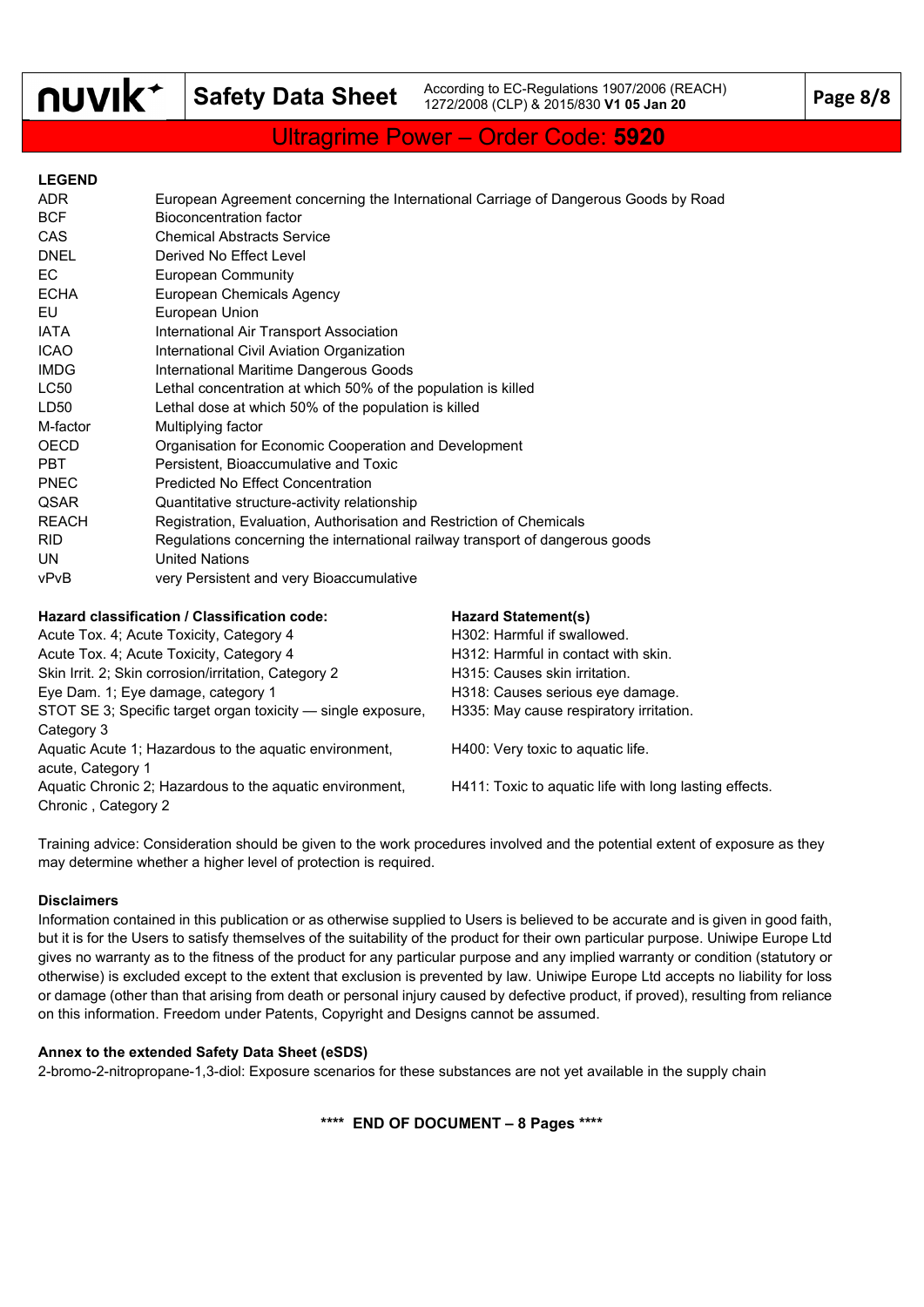## LEGEND

| | |
|---|---|
| ADR | European Agreement concerning the International Carriage of Dangerous Goods by Road |
| BCF | Bioconcentration factor |
| CAS | Chemical Abstracts Service |
| DNEL | Derived No Effect Level |
| EC | European Community |
| ECHA | European Chemicals Agency |
| EU | European Union |
| IATA | International Air Transport Association |
| ICAO | International Civil Aviation Organization |
| IMDG | International Maritime Dangerous Goods |
| LC50 | Lethal concentration at which 50% of the population is killed |
| LD50 | Lethal dose at which 50% of the population is killed |
| M-factor | Multiplying factor |
| OECD | Organisation for Economic Cooperation and Development |
| PBT | Persistent, Bioaccumulative and Toxic |
| PNEC | Predicted No Effect Concentration |
| QSAR | Quantitative structure-activity relationship |
| REACH | Registration, Evaluation, Authorisation and Restriction of Chemicals |
| RID | Regulations concerning the international railway transport of dangerous goods |
| UN | United Nations |
| vPvB | very Persistent and very Bioaccumulative |

| Hazard classification / Classification code: | Hazard Statement(s) |
|---|---|
| Acute Tox. 4; Acute Toxicity, Category 4 | H302: Harmful if swallowed. |
| Acute Tox. 4; Acute Toxicity, Category 4 | H312: Harmful in contact with skin. |
| Skin Irrit. 2; Skin corrosion/irritation, Category 2 | H315: Causes skin irritation. |
| Eye Dam. 1; Eye damage, category 1 | H318: Causes serious eye damage. |
| STOT SE 3; Specific target organ toxicity — single exposure, Category 3 | H335: May cause respiratory irritation. |
| Aquatic Acute 1; Hazardous to the aquatic environment, acute, Category 1 | H400: Very toxic to aquatic life. |
| Aquatic Chronic 2; Hazardous to the aquatic environment, Chronic , Category 2 | H411: Toxic to aquatic life with long lasting effects. |

Training advice: Consideration should be given to the work procedures involved and the potential extent of exposure as they may determine whether a higher level of protection is required.

**Disclaimers**

Information contained in this publication or as otherwise supplied to Users is believed to be accurate and is given in good faith, but it is for the Users to satisfy themselves of the suitability of the product for their own particular purpose. Uniwipe Europe Ltd gives no warranty as to the fitness of the product for any particular purpose and any implied warranty or condition (statutory or otherwise) is excluded except to the extent that exclusion is prevented by law. Uniwipe Europe Ltd accepts no liability for loss or damage (other than that arising from death or personal injury caused by defective product, if proved), resulting from reliance on this information. Freedom under Patents, Copyright and Designs cannot be assumed.

**Annex to the extended Safety Data Sheet (eSDS)**

2-bromo-2-nitropropane-1,3-diol: Exposure scenarios for these substances are not yet available in the supply chain

**\*\*\*\* END OF DOCUMENT – 8 Pages \*\*\*\***